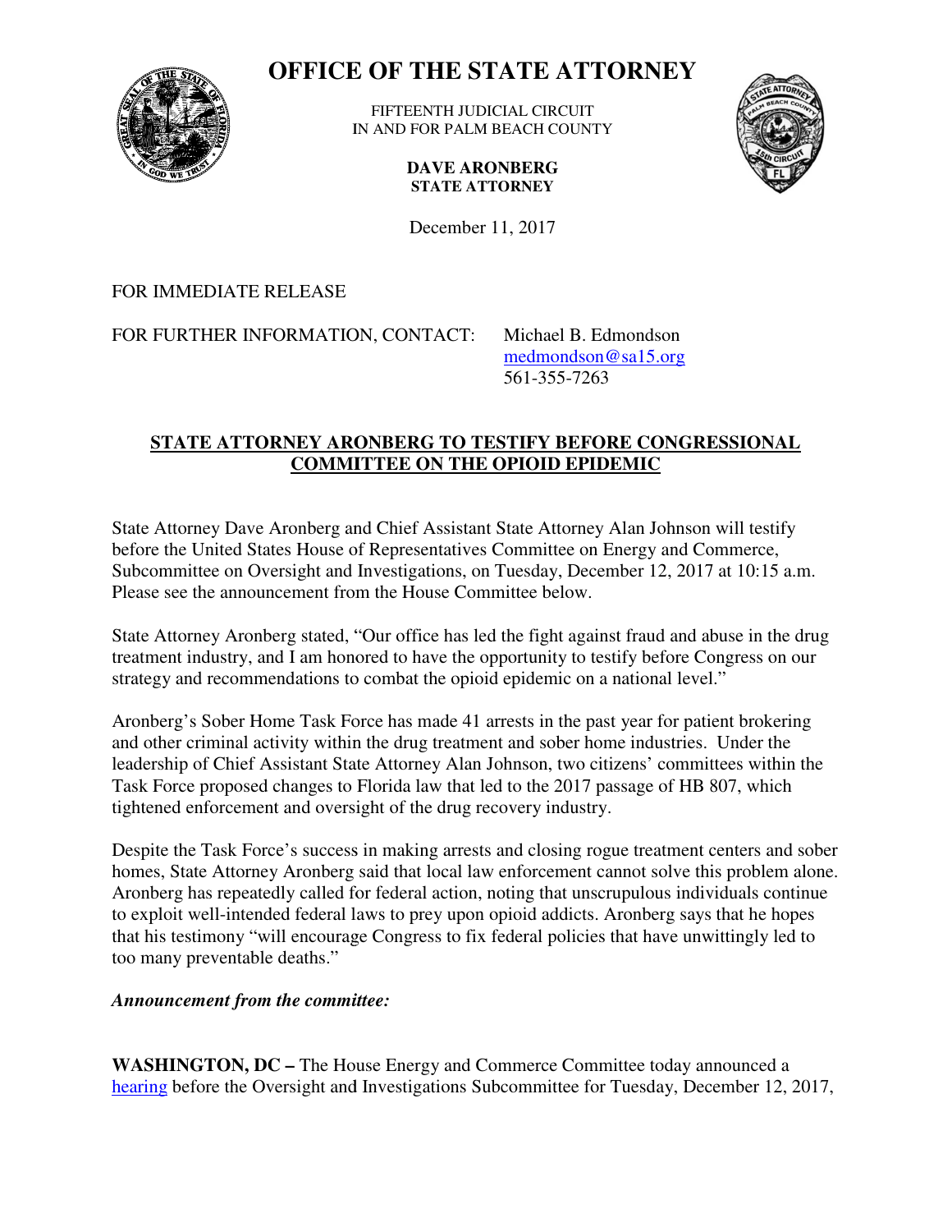# OFFICE OF THE STATE ATTORNEY

FIFTEENTH JUDICIAL CIRCUIT
IN AND FOR PALM BEACH COUNTY

**DAVE ARONBERG**
**STATE ATTORNEY**

December 11, 2017

FOR IMMEDIATE RELEASE

FOR FURTHER INFORMATION, CONTACT: Michael B. Edmondson
medmondson@sa15.org
561-355-7263

## STATE ATTORNEY ARONBERG TO TESTIFY BEFORE CONGRESSIONAL COMMITTEE ON THE OPIOID EPIDEMIC

State Attorney Dave Aronberg and Chief Assistant State Attorney Alan Johnson will testify before the United States House of Representatives Committee on Energy and Commerce, Subcommittee on Oversight and Investigations, on Tuesday, December 12, 2017 at 10:15 a.m. Please see the announcement from the House Committee below.

State Attorney Aronberg stated, "Our office has led the fight against fraud and abuse in the drug treatment industry, and I am honored to have the opportunity to testify before Congress on our strategy and recommendations to combat the opioid epidemic on a national level."

Aronberg's Sober Home Task Force has made 41 arrests in the past year for patient brokering and other criminal activity within the drug treatment and sober home industries. Under the leadership of Chief Assistant State Attorney Alan Johnson, two citizens' committees within the Task Force proposed changes to Florida law that led to the 2017 passage of HB 807, which tightened enforcement and oversight of the drug recovery industry.

Despite the Task Force's success in making arrests and closing rogue treatment centers and sober homes, State Attorney Aronberg said that local law enforcement cannot solve this problem alone. Aronberg has repeatedly called for federal action, noting that unscrupulous individuals continue to exploit well-intended federal laws to prey upon opioid addicts. Aronberg says that he hopes that his testimony "will encourage Congress to fix federal policies that have unwittingly led to too many preventable deaths."

***Announcement from the committee:***

**WASHINGTON, DC –** The House Energy and Commerce Committee today announced a hearing before the Oversight and Investigations Subcommittee for Tuesday, December 12, 2017,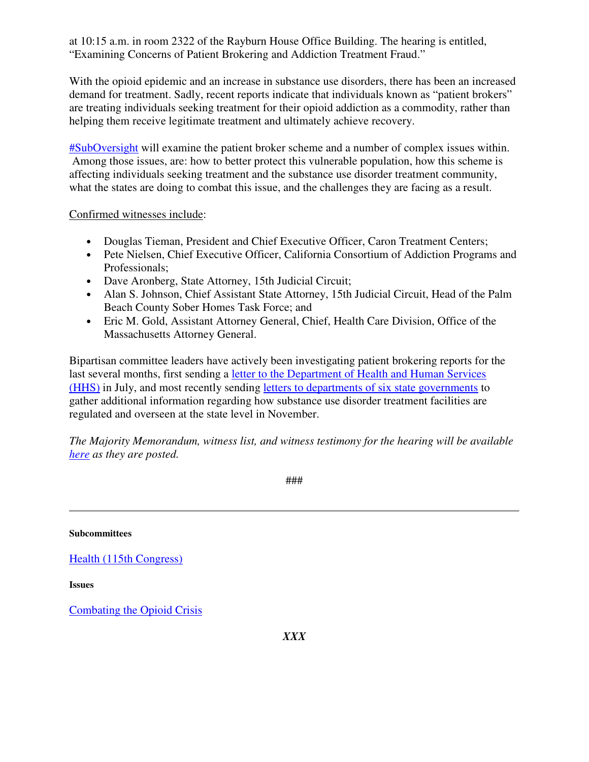at 10:15 a.m. in room 2322 of the Rayburn House Office Building. The hearing is entitled, “Examining Concerns of Patient Brokering and Addiction Treatment Fraud.”

With the opioid epidemic and an increase in substance use disorders, there has been an increased demand for treatment. Sadly, recent reports indicate that individuals known as “patient brokers” are treating individuals seeking treatment for their opioid addiction as a commodity, rather than helping them receive legitimate treatment and ultimately achieve recovery.

#SubOversight will examine the patient broker scheme and a number of complex issues within. Among those issues, are: how to better protect this vulnerable population, how this scheme is affecting individuals seeking treatment and the substance use disorder treatment community, what the states are doing to combat this issue, and the challenges they are facing as a result.

Confirmed witnesses include:

- Douglas Tieman, President and Chief Executive Officer, Caron Treatment Centers;
- Pete Nielsen, Chief Executive Officer, California Consortium of Addiction Programs and Professionals;
- Dave Aronberg, State Attorney, 15th Judicial Circuit;
- Alan S. Johnson, Chief Assistant State Attorney, 15th Judicial Circuit, Head of the Palm Beach County Sober Homes Task Force; and
- Eric M. Gold, Assistant Attorney General, Chief, Health Care Division, Office of the Massachusetts Attorney General.

Bipartisan committee leaders have actively been investigating patient brokering reports for the last several months, first sending a letter to the Department of Health and Human Services (HHS) in July, and most recently sending letters to departments of six state governments to gather additional information regarding how substance use disorder treatment facilities are regulated and overseen at the state level in November.

*The Majority Memorandum, witness list, and witness testimony for the hearing will be available here as they are posted.*

###

---

**Subcommittees**

Health (115th Congress)

**Issues**

Combating the Opioid Crisis

***XXX***